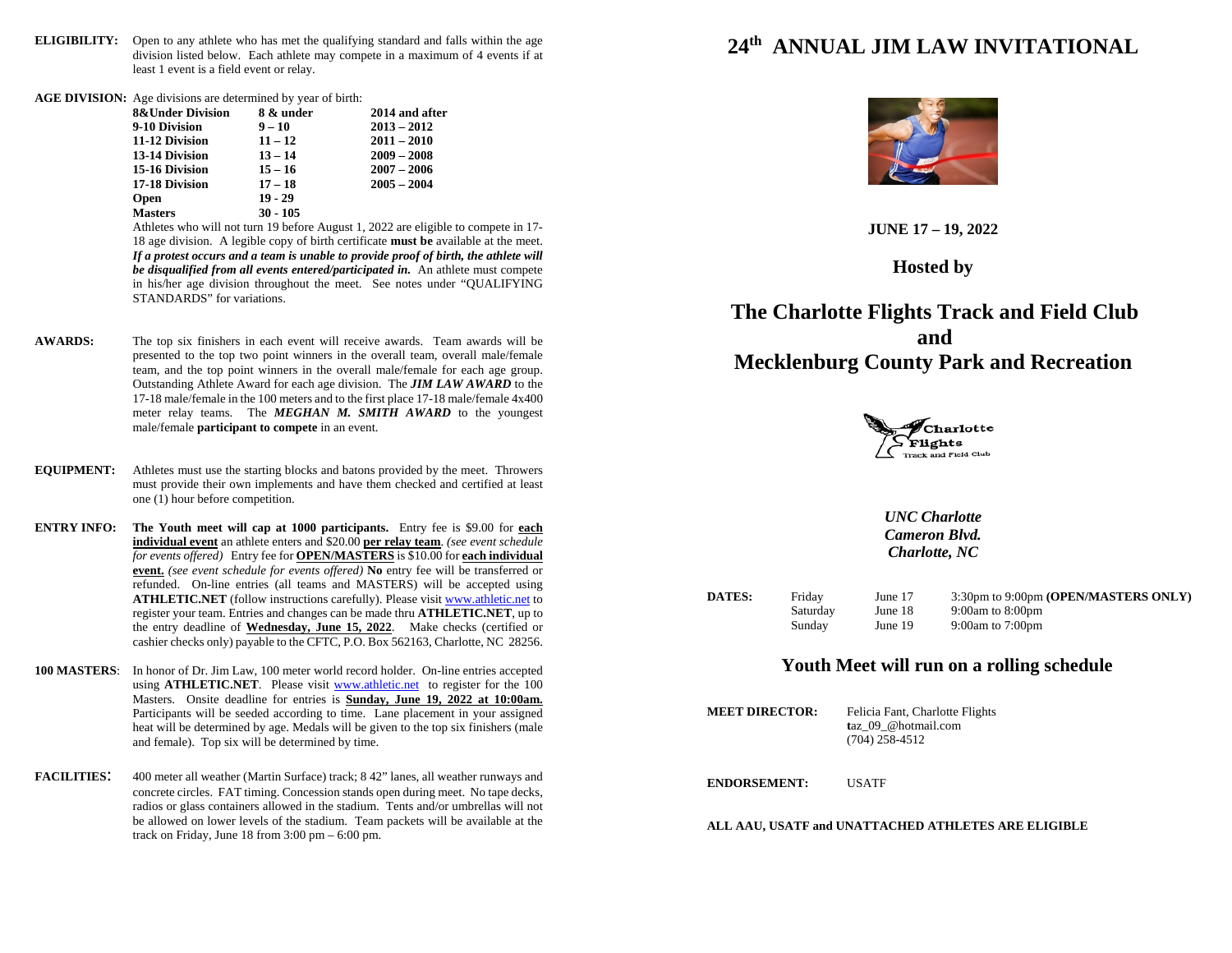**ELIGIBILITY:** Open to any athlete who has met the qualifying standard and falls within the age division listed below. Each athlete may compete in a maximum of 4 events if at least 1 event is a field event or relay.

**AGE DIVISION:** Age divisions are determined by year of birth:

| | | |
|---|---|---|
| **8&Under Division** | **8 & under** | **2014 and after** |
| **9-10 Division** | **9 – 10** | **2013 – 2012** |
| **11-12 Division** | **11 – 12** | **2011 – 2010** |
| **13-14 Division** | **13 – 14** | **2009 – 2008** |
| **15-16 Division** | **15 – 16** | **2007 – 2006** |
| **17-18 Division** | **17 – 18** | **2005 – 2004** |
| **Open** | **19 - 29** | |
| **Masters** | **30 - 105** | |

Athletes who will not turn 19 before August 1, 2022 are eligible to compete in 17-18 age division. A legible copy of birth certificate **must be** available at the meet. ***If a protest occurs and a team is unable to provide proof of birth, the athlete will be disqualified from all events entered/participated in.*** An athlete must compete in his/her age division throughout the meet. See notes under "QUALIFYING STANDARDS" for variations.

**AWARDS:** The top six finishers in each event will receive awards. Team awards will be presented to the top two point winners in the overall team, overall male/female team, and the top point winners in the overall male/female for each age group. Outstanding Athlete Award for each age division. The ***JIM LAW AWARD*** to the 17-18 male/female in the 100 meters and to the first place 17-18 male/female 4x400 meter relay teams. The ***MEGHAN M. SMITH AWARD*** to the youngest male/female **participant to compete** in an event.

**EQUIPMENT:** Athletes must use the starting blocks and batons provided by the meet. Throwers must provide their own implements and have them checked and certified at least one (1) hour before competition.

**ENTRY INFO:** **The Youth meet will cap at 1000 participants.** Entry fee is $9.00 for **each individual event** an athlete enters and $20.00 **per relay team**. *(see event schedule for events offered)* Entry fee for **OPEN/MASTERS** is $10.00 for **each individual event.** *(see event schedule for events offered)* **No** entry fee will be transferred or refunded. On-line entries (all teams and MASTERS) will be accepted using **ATHLETIC.NET** (follow instructions carefully). Please visit www.athletic.net to register your team. Entries and changes can be made thru **ATHLETIC.NET**, up to the entry deadline of **Wednesday, June 15, 2022**. Make checks (certified or cashier checks only) payable to the CFTC, P.O. Box 562163, Charlotte, NC 28256.

**100 MASTERS**: In honor of Dr. Jim Law, 100 meter world record holder. On-line entries accepted using **ATHLETIC.NET**. Please visit www.athletic.net to register for the 100 Masters. Onsite deadline for entries is **Sunday, June 19, 2022 at 10:00am.** Participants will be seeded according to time. Lane placement in your assigned heat will be determined by age. Medals will be given to the top six finishers (male and female). Top six will be determined by time.

**FACILITIES:** 400 meter all weather (Martin Surface) track; 8 42" lanes, all weather runways and concrete circles. FAT timing. Concession stands open during meet. No tape decks, radios or glass containers allowed in the stadium. Tents and/or umbrellas will not be allowed on lower levels of the stadium. Team packets will be available at the track on Friday, June 18 from 3:00 pm – 6:00 pm.

# 24th ANNUAL JIM LAW INVITATIONAL

**JUNE 17 – 19, 2022**

**Hosted by**

## The Charlotte Flights Track and Field Club and Mecklenburg County Park and Recreation

Charlotte Flights Track and Field Club

***UNC Charlotte***
***Cameron Blvd.***
***Charlotte, NC***

**DATES:**

| | | |
|---|---|---|
| Friday | June 17 | 3:30pm to 9:00pm **(OPEN/MASTERS ONLY)** |
| Saturday | June 18 | 9:00am to 8:00pm |
| Sunday | June 19 | 9:00am to 7:00pm |

### Youth Meet will run on a rolling schedule

**MEET DIRECTOR:** Felicia Fant, Charlotte Flights
taz_09_@hotmail.com
(704) 258-4512

**ENDORSEMENT:** USATF

**ALL AAU, USATF and UNATTACHED ATHLETES ARE ELIGIBLE**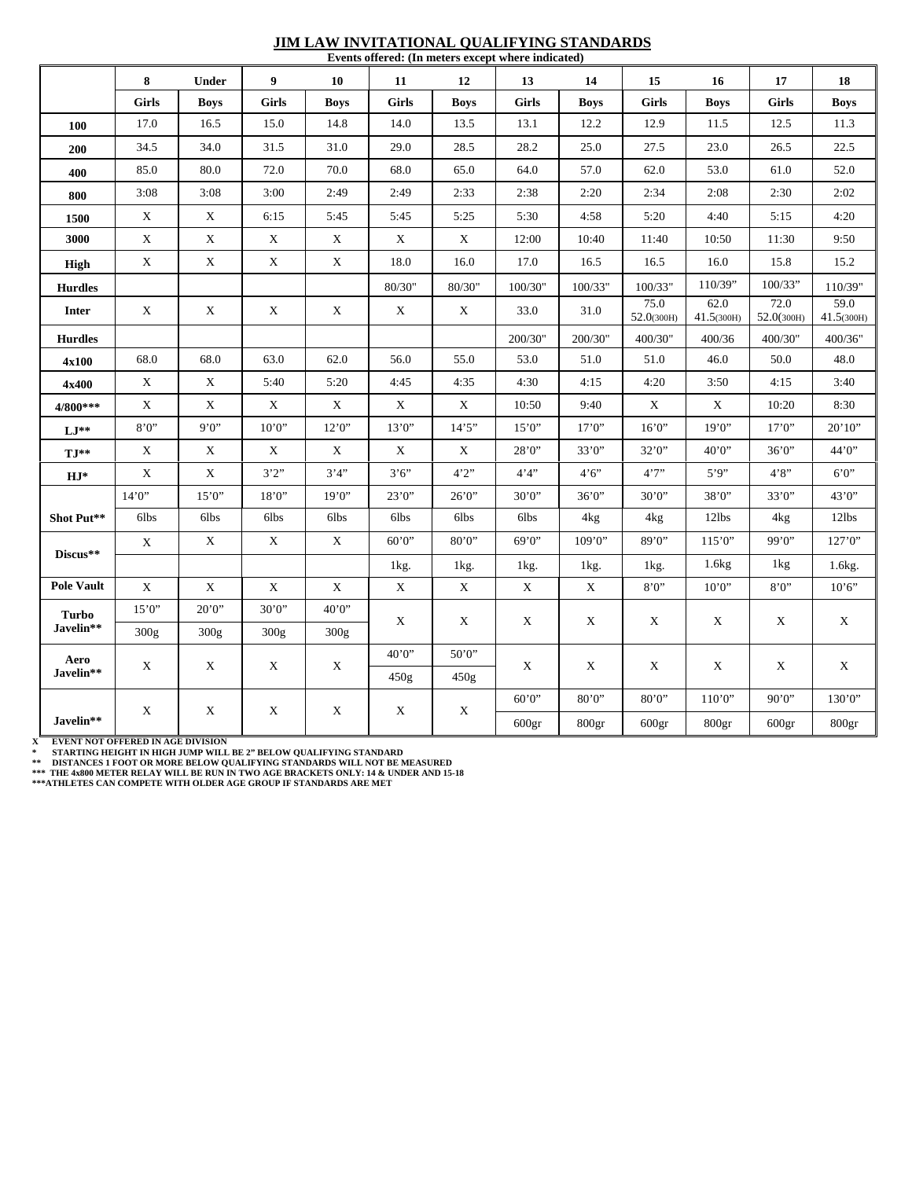# JIM LAW INVITATIONAL QUALIFYING STANDARDS

**Events offered: (In meters except where indicated)**

| | 8 | Under | 9 | 10 | 11 | 12 | 13 | 14 | 15 | 16 | 17 | 18 |
|---|---|---|---|---|---|---|---|---|---|---|---|---|
| | **Girls** | **Boys** | **Girls** | **Boys** | **Girls** | **Boys** | **Girls** | **Boys** | **Girls** | **Boys** | **Girls** | **Boys** |
| **100** | 17.0 | 16.5 | 15.0 | 14.8 | 14.0 | 13.5 | 13.1 | 12.2 | 12.9 | 11.5 | 12.5 | 11.3 |
| **200** | 34.5 | 34.0 | 31.5 | 31.0 | 29.0 | 28.5 | 28.2 | 25.0 | 27.5 | 23.0 | 26.5 | 22.5 |
| **400** | 85.0 | 80.0 | 72.0 | 70.0 | 68.0 | 65.0 | 64.0 | 57.0 | 62.0 | 53.0 | 61.0 | 52.0 |
| **800** | 3:08 | 3:08 | 3:00 | 2:49 | 2:49 | 2:33 | 2:38 | 2:20 | 2:34 | 2:08 | 2:30 | 2:02 |
| **1500** | X | X | 6:15 | 5:45 | 5:45 | 5:25 | 5:30 | 4:58 | 5:20 | 4:40 | 5:15 | 4:20 |
| **3000** | X | X | X | X | X | X | 12:00 | 10:40 | 11:40 | 10:50 | 11:30 | 9:50 |
| **High** | X | X | X | X | 18.0 | 16.0 | 17.0 | 16.5 | 16.5 | 16.0 | 15.8 | 15.2 |
| **Hurdles** | | | | | 80/30" | 80/30" | 100/30" | 100/33" | 100/33" | 110/39" | 100/33" | 110/39" |
| **Inter** | X | X | X | X | X | X | 33.0 | 31.0 | 75.0 52.0(300H) | 62.0 41.5(300H) | 72.0 52.0(300H) | 59.0 41.5(300H) |
| **Hurdles** | | | | | | | 200/30" | 200/30" | 400/30" | 400/36 | 400/30" | 400/36" |
| **4x100** | 68.0 | 68.0 | 63.0 | 62.0 | 56.0 | 55.0 | 53.0 | 51.0 | 51.0 | 46.0 | 50.0 | 48.0 |
| **4x400** | X | X | 5:40 | 5:20 | 4:45 | 4:35 | 4:30 | 4:15 | 4:20 | 3:50 | 4:15 | 3:40 |
| **4/800*** ** | X | X | X | X | X | X | 10:50 | 9:40 | X | X | 10:20 | 8:30 |
| **LJ**** | 8'0" | 9'0" | 10'0" | 12'0" | 13'0" | 14'5" | 15'0" | 17'0" | 16'0" | 19'0" | 17'0" | 20'10" |
| **TJ**** | X | X | X | X | X | X | 28'0" | 33'0" | 32'0" | 40'0" | 36'0" | 44'0" |
| **HJ*** | X | X | 3'2" | 3'4" | 3'6" | 4'2" | 4'4" | 4'6" | 4'7" | 5'9" | 4'8" | 6'0" |
| **Shot Put**** | 14'0" | 15'0" | 18'0" | 19'0" | 23'0" | 26'0" | 30'0" | 36'0" | 30'0" | 38'0" | 33'0" | 43'0" |
| | 6lbs | 6lbs | 6lbs | 6lbs | 6lbs | 6lbs | 6lbs | 4kg | 4kg | 12lbs | 4kg | 12lbs |
| **Discus**** | X | X | X | X | 60'0" | 80'0" | 69'0" | 109'0" | 89'0" | 115'0" | 99'0" | 127'0" |
| | | | | | 1kg. | 1kg. | 1kg. | 1kg. | 1kg. | 1.6kg | 1kg | 1.6kg. |
| **Pole Vault** | X | X | X | X | X | X | X | X | 8'0" | 10'0" | 8'0" | 10'6" |
| **Turbo Javelin**** | 15'0" | 20'0" | 30'0" | 40'0" | X | X | X | X | X | X | X | X |
| | 300g | 300g | 300g | 300g | | | | | | | | |
| **Aero Javelin**** | X | X | X | X | 40'0" | 50'0" | X | X | X | X | X | X |
| | | | | | 450g | 450g | | | | | | |
| **Javelin**** | X | X | X | X | X | X | 60'0" | 80'0" | 80'0" | 110'0" | 90'0" | 130'0" |
| | | | | | | | 600gr | 800gr | 600gr | 800gr | 600gr | 800gr |

X EVENT NOT OFFERED IN AGE DIVISION
* STARTING HEIGHT IN HIGH JUMP WILL BE 2" BELOW QUALIFYING STANDARD
** DISTANCES 1 FOOT OR MORE BELOW QUALIFYING STANDARDS WILL NOT BE MEASURED
*** THE 4x800 METER RELAY WILL BE RUN IN TWO AGE BRACKETS ONLY: 14 & UNDER AND 15-18
***ATHLETES CAN COMPETE WITH OLDER AGE GROUP IF STANDARDS ARE MET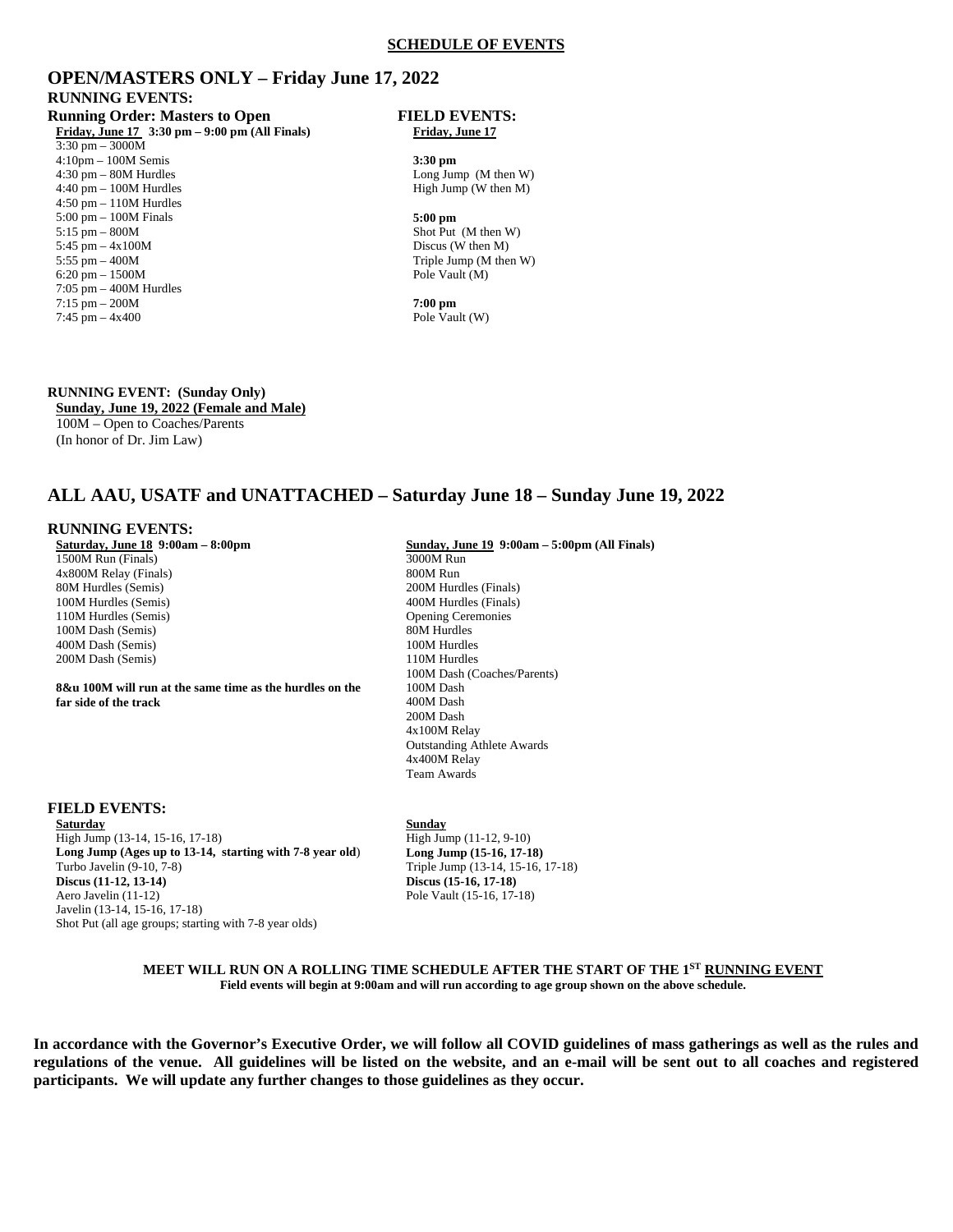**SCHEDULE OF EVENTS**

## OPEN/MASTERS ONLY – Friday June 17, 2022

### RUNNING EVENTS:

**Running Order: Masters to Open**

**Friday, June 17 3:30 pm – 9:00 pm (All Finals)**

3:30 pm – 3000M
4:10pm – 100M Semis
4:30 pm – 80M Hurdles
4:40 pm – 100M Hurdles
4:50 pm – 110M Hurdles
5:00 pm – 100M Finals
5:15 pm – 800M
5:45 pm – 4x100M
5:55 pm – 400M
6:20 pm – 1500M
7:05 pm – 400M Hurdles
7:15 pm – 200M
7:45 pm – 4x400

### FIELD EVENTS:

**Friday, June 17**

**3:30 pm**
Long Jump (M then W)
High Jump (W then M)

**5:00 pm**
Shot Put (M then W)
Discus (W then M)
Triple Jump (M then W)
Pole Vault (M)

**7:00 pm**
Pole Vault (W)

### RUNNING EVENT: (Sunday Only)

**Sunday, June 19, 2022 (Female and Male)**
100M – Open to Coaches/Parents
(In honor of Dr. Jim Law)

## ALL AAU, USATF and UNATTACHED – Saturday June 18 – Sunday June 19, 2022

### RUNNING EVENTS:

**Saturday, June 18 9:00am – 8:00pm**

1500M Run (Finals)
4x800M Relay (Finals)
80M Hurdles (Semis)
100M Hurdles (Semis)
110M Hurdles (Semis)
100M Dash (Semis)
400M Dash (Semis)
200M Dash (Semis)

**8&u 100M will run at the same time as the hurdles on the far side of the track**

**Sunday, June 19 9:00am – 5:00pm (All Finals)**

3000M Run
800M Run
200M Hurdles (Finals)
400M Hurdles (Finals)
Opening Ceremonies
80M Hurdles
100M Hurdles
110M Hurdles
100M Dash (Coaches/Parents)
100M Dash
400M Dash
200M Dash
4x100M Relay
Outstanding Athlete Awards
4x400M Relay
Team Awards

### FIELD EVENTS:

**Saturday**

High Jump (13-14, 15-16, 17-18)
**Long Jump (Ages up to 13-14, starting with 7-8 year old)**
Turbo Javelin (9-10, 7-8)
**Discus (11-12, 13-14)**
Aero Javelin (11-12)
Javelin (13-14, 15-16, 17-18)
Shot Put (all age groups; starting with 7-8 year olds)

**Sunday**

High Jump (11-12, 9-10)
**Long Jump (15-16, 17-18)**
Triple Jump (13-14, 15-16, 17-18)
**Discus (15-16, 17-18)**
Pole Vault (15-16, 17-18)

**MEET WILL RUN ON A ROLLING TIME SCHEDULE AFTER THE START OF THE 1ST RUNNING EVENT**
**Field events will begin at 9:00am and will run according to age group shown on the above schedule.**

**In accordance with the Governor's Executive Order, we will follow all COVID guidelines of mass gatherings as well as the rules and regulations of the venue. All guidelines will be listed on the website, and an e-mail will be sent out to all coaches and registered participants. We will update any further changes to those guidelines as they occur.**